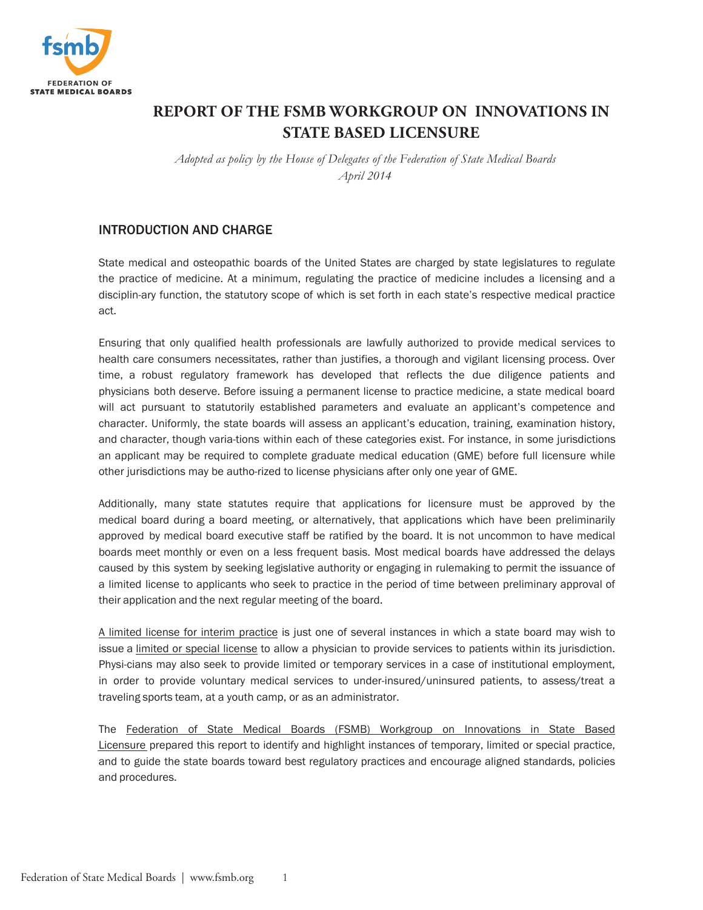# REPORT OF THE FSMB WORKGROUP ON INNOVATIONS IN STATE BASED LICENSURE

*Adopted as policy by the House of Delegates of the Federation of State Medical Boards April 2014*

## INTRODUCTION AND CHARGE

State medical and osteopathic boards of the United States are charged by state legislatures to regulate the practice of medicine. At a minimum, regulating the practice of medicine includes a licensing and a disciplin-ary function, the statutory scope of which is set forth in each state's respective medical practice act.

Ensuring that only qualified health professionals are lawfully authorized to provide medical services to health care consumers necessitates, rather than justifies, a thorough and vigilant licensing process. Over time, a robust regulatory framework has developed that reflects the due diligence patients and physicians both deserve. Before issuing a permanent license to practice medicine, a state medical board will act pursuant to statutorily established parameters and evaluate an applicant's competence and character. Uniformly, the state boards will assess an applicant's education, training, examination history, and character, though varia-tions within each of these categories exist. For instance, in some jurisdictions an applicant may be required to complete graduate medical education (GME) before full licensure while other jurisdictions may be autho-rized to license physicians after only one year of GME.

Additionally, many state statutes require that applications for licensure must be approved by the medical board during a board meeting, or alternatively, that applications which have been preliminarily approved by medical board executive staff be ratified by the board. It is not uncommon to have medical boards meet monthly or even on a less frequent basis. Most medical boards have addressed the delays caused by this system by seeking legislative authority or engaging in rulemaking to permit the issuance of a limited license to applicants who seek to practice in the period of time between preliminary approval of their application and the next regular meeting of the board.

A limited license for interim practice is just one of several instances in which a state board may wish to issue a limited or special license to allow a physician to provide services to patients within its jurisdiction. Physi-cians may also seek to provide limited or temporary services in a case of institutional employment, in order to provide voluntary medical services to under-insured/uninsured patients, to assess/treat a traveling sports team, at a youth camp, or as an administrator.

The Federation of State Medical Boards (FSMB) Workgroup on Innovations in State Based Licensure prepared this report to identify and highlight instances of temporary, limited or special practice, and to guide the state boards toward best regulatory practices and encourage aligned standards, policies and procedures.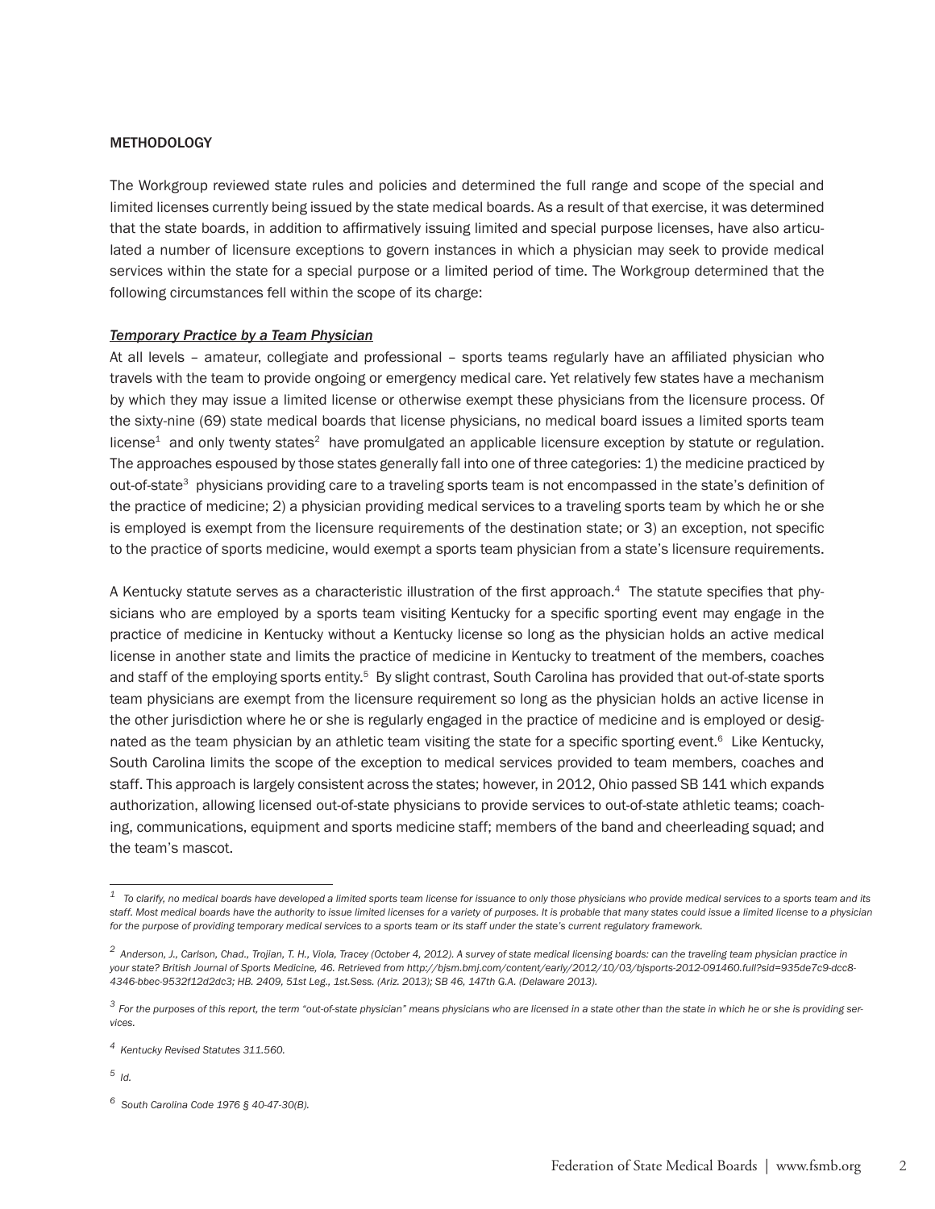## METHODOLOGY

The Workgroup reviewed state rules and policies and determined the full range and scope of the special and limited licenses currently being issued by the state medical boards. As a result of that exercise, it was determined that the state boards, in addition to affirmatively issuing limited and special purpose licenses, have also articulated a number of licensure exceptions to govern instances in which a physician may seek to provide medical services within the state for a special purpose or a limited period of time. The Workgroup determined that the following circumstances fell within the scope of its charge:

***Temporary Practice by a Team Physician***

At all levels – amateur, collegiate and professional – sports teams regularly have an affiliated physician who travels with the team to provide ongoing or emergency medical care. Yet relatively few states have a mechanism by which they may issue a limited license or otherwise exempt these physicians from the licensure process. Of the sixty-nine (69) state medical boards that license physicians, no medical board issues a limited sports team license[1] and only twenty states[2] have promulgated an applicable licensure exception by statute or regulation. The approaches espoused by those states generally fall into one of three categories: 1) the medicine practiced by out-of-state[3] physicians providing care to a traveling sports team is not encompassed in the state's definition of the practice of medicine; 2) a physician providing medical services to a traveling sports team by which he or she is employed is exempt from the licensure requirements of the destination state; or 3) an exception, not specific to the practice of sports medicine, would exempt a sports team physician from a state's licensure requirements.

A Kentucky statute serves as a characteristic illustration of the first approach.[4] The statute specifies that physicians who are employed by a sports team visiting Kentucky for a specific sporting event may engage in the practice of medicine in Kentucky without a Kentucky license so long as the physician holds an active medical license in another state and limits the practice of medicine in Kentucky to treatment of the members, coaches and staff of the employing sports entity.[5] By slight contrast, South Carolina has provided that out-of-state sports team physicians are exempt from the licensure requirement so long as the physician holds an active license in the other jurisdiction where he or she is regularly engaged in the practice of medicine and is employed or designated as the team physician by an athletic team visiting the state for a specific sporting event.[6] Like Kentucky, South Carolina limits the scope of the exception to medical services provided to team members, coaches and staff. This approach is largely consistent across the states; however, in 2012, Ohio passed SB 141 which expands authorization, allowing licensed out-of-state physicians to provide services to out-of-state athletic teams; coaching, communications, equipment and sports medicine staff; members of the band and cheerleading squad; and the team's mascot.

---

*[1] To clarify, no medical boards have developed a limited sports team license for issuance to only those physicians who provide medical services to a sports team and its staff. Most medical boards have the authority to issue limited licenses for a variety of purposes. It is probable that many states could issue a limited license to a physician for the purpose of providing temporary medical services to a sports team or its staff under the state's current regulatory framework.*

*[2] Anderson, J., Carlson, Chad., Trojian, T. H., Viola, Tracey (October 4, 2012). A survey of state medical licensing boards: can the traveling team physician practice in your state? British Journal of Sports Medicine, 46. Retrieved from http://bjsm.bmj.com/content/early/2012/10/03/bjsports-2012-091460.full?sid=935de7c9-dcc8-4346-bbec-9532f12d2dc3; HB. 2409, 51st Leg., 1st.Sess. (Ariz. 2013); SB 46, 147th G.A. (Delaware 2013).*

*[3] For the purposes of this report, the term "out-of-state physician" means physicians who are licensed in a state other than the state in which he or she is providing services.*

*[4] Kentucky Revised Statutes 311.560.*

*[5] Id.*

*[6] South Carolina Code 1976 § 40-47-30(B).*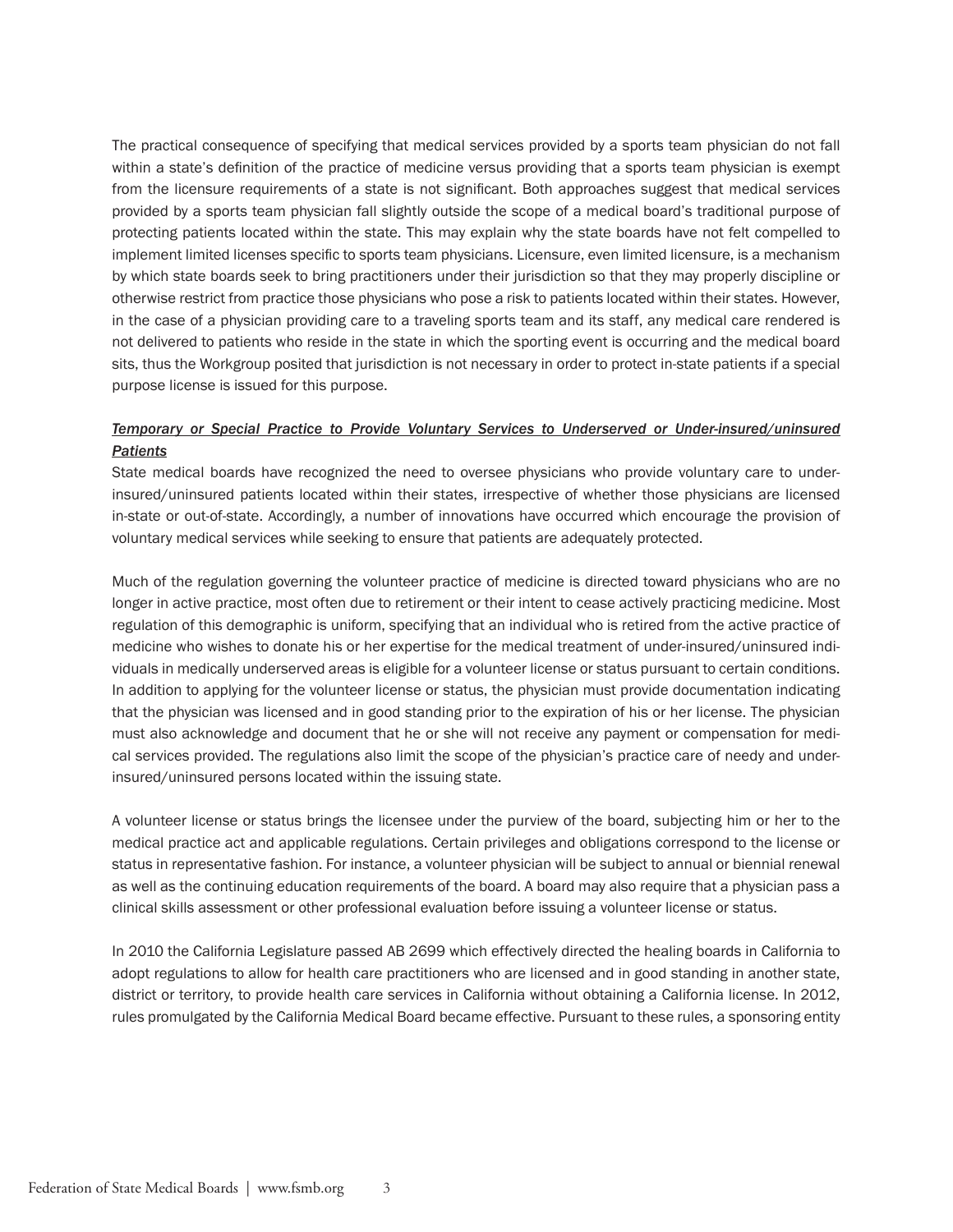The practical consequence of specifying that medical services provided by a sports team physician do not fall within a state's definition of the practice of medicine versus providing that a sports team physician is exempt from the licensure requirements of a state is not significant. Both approaches suggest that medical services provided by a sports team physician fall slightly outside the scope of a medical board's traditional purpose of protecting patients located within the state. This may explain why the state boards have not felt compelled to implement limited licenses specific to sports team physicians. Licensure, even limited licensure, is a mechanism by which state boards seek to bring practitioners under their jurisdiction so that they may properly discipline or otherwise restrict from practice those physicians who pose a risk to patients located within their states. However, in the case of a physician providing care to a traveling sports team and its staff, any medical care rendered is not delivered to patients who reside in the state in which the sporting event is occurring and the medical board sits, thus the Workgroup posited that jurisdiction is not necessary in order to protect in-state patients if a special purpose license is issued for this purpose.

***<u>Temporary or Special Practice to Provide Voluntary Services to Underserved or Under-insured/uninsured Patients</u>***

State medical boards have recognized the need to oversee physicians who provide voluntary care to under-insured/uninsured patients located within their states, irrespective of whether those physicians are licensed in-state or out-of-state. Accordingly, a number of innovations have occurred which encourage the provision of voluntary medical services while seeking to ensure that patients are adequately protected.

Much of the regulation governing the volunteer practice of medicine is directed toward physicians who are no longer in active practice, most often due to retirement or their intent to cease actively practicing medicine. Most regulation of this demographic is uniform, specifying that an individual who is retired from the active practice of medicine who wishes to donate his or her expertise for the medical treatment of under-insured/uninsured individuals in medically underserved areas is eligible for a volunteer license or status pursuant to certain conditions. In addition to applying for the volunteer license or status, the physician must provide documentation indicating that the physician was licensed and in good standing prior to the expiration of his or her license. The physician must also acknowledge and document that he or she will not receive any payment or compensation for medical services provided. The regulations also limit the scope of the physician's practice care of needy and under-insured/uninsured persons located within the issuing state.

A volunteer license or status brings the licensee under the purview of the board, subjecting him or her to the medical practice act and applicable regulations. Certain privileges and obligations correspond to the license or status in representative fashion. For instance, a volunteer physician will be subject to annual or biennial renewal as well as the continuing education requirements of the board. A board may also require that a physician pass a clinical skills assessment or other professional evaluation before issuing a volunteer license or status.

In 2010 the California Legislature passed AB 2699 which effectively directed the healing boards in California to adopt regulations to allow for health care practitioners who are licensed and in good standing in another state, district or territory, to provide health care services in California without obtaining a California license. In 2012, rules promulgated by the California Medical Board became effective. Pursuant to these rules, a sponsoring entity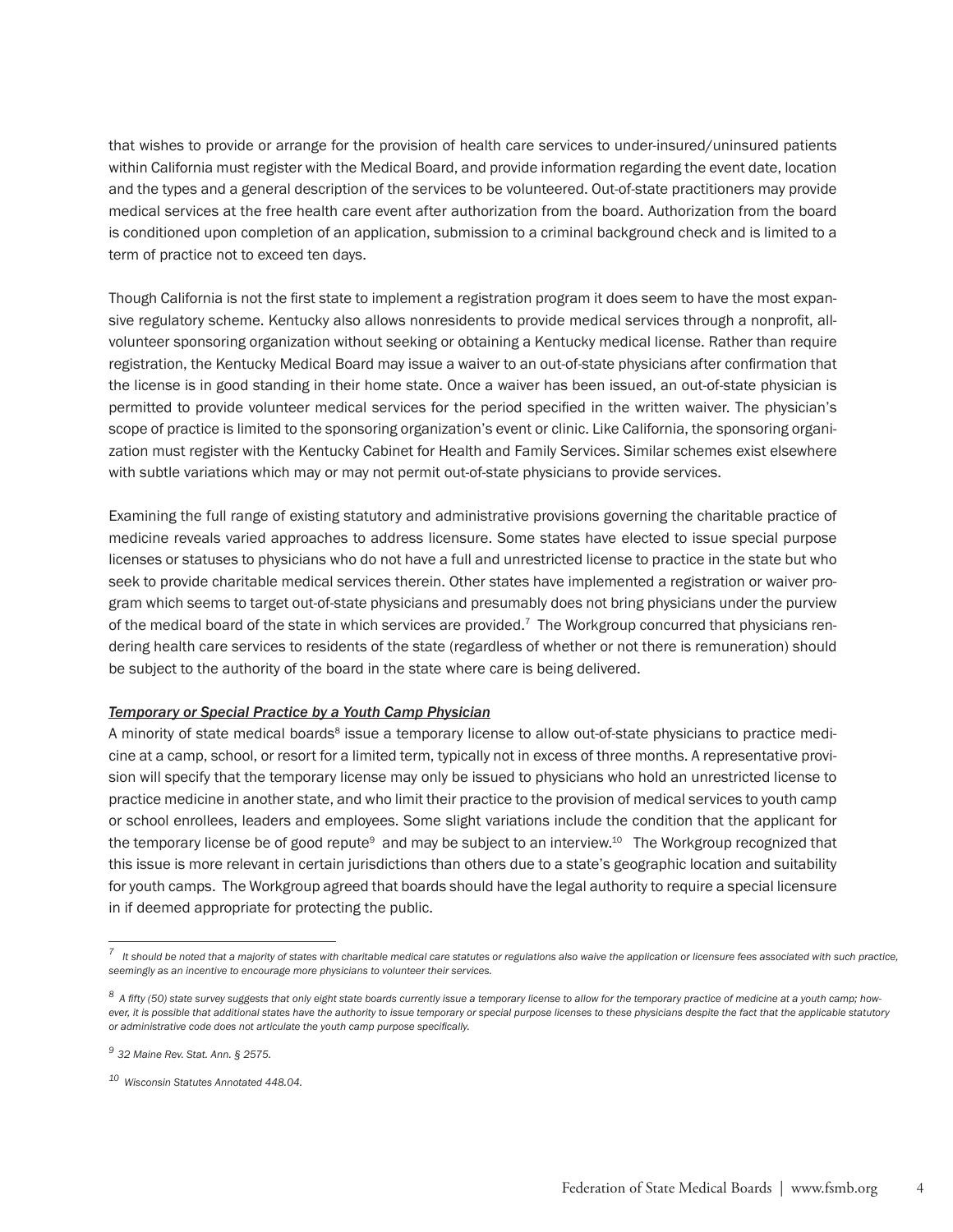that wishes to provide or arrange for the provision of health care services to under-insured/uninsured patients within California must register with the Medical Board, and provide information regarding the event date, location and the types and a general description of the services to be volunteered. Out-of-state practitioners may provide medical services at the free health care event after authorization from the board. Authorization from the board is conditioned upon completion of an application, submission to a criminal background check and is limited to a term of practice not to exceed ten days.

Though California is not the first state to implement a registration program it does seem to have the most expansive regulatory scheme. Kentucky also allows nonresidents to provide medical services through a nonprofit, all-volunteer sponsoring organization without seeking or obtaining a Kentucky medical license. Rather than require registration, the Kentucky Medical Board may issue a waiver to an out-of-state physicians after confirmation that the license is in good standing in their home state. Once a waiver has been issued, an out-of-state physician is permitted to provide volunteer medical services for the period specified in the written waiver. The physician's scope of practice is limited to the sponsoring organization's event or clinic. Like California, the sponsoring organization must register with the Kentucky Cabinet for Health and Family Services. Similar schemes exist elsewhere with subtle variations which may or may not permit out-of-state physicians to provide services.

Examining the full range of existing statutory and administrative provisions governing the charitable practice of medicine reveals varied approaches to address licensure. Some states have elected to issue special purpose licenses or statuses to physicians who do not have a full and unrestricted license to practice in the state but who seek to provide charitable medical services therein. Other states have implemented a registration or waiver program which seems to target out-of-state physicians and presumably does not bring physicians under the purview of the medical board of the state in which services are provided.[7] The Workgroup concurred that physicians rendering health care services to residents of the state (regardless of whether or not there is remuneration) should be subject to the authority of the board in the state where care is being delivered.

***Temporary or Special Practice by a Youth Camp Physician***

A minority of state medical boards[8] issue a temporary license to allow out-of-state physicians to practice medicine at a camp, school, or resort for a limited term, typically not in excess of three months. A representative provision will specify that the temporary license may only be issued to physicians who hold an unrestricted license to practice medicine in another state, and who limit their practice to the provision of medical services to youth camp or school enrollees, leaders and employees. Some slight variations include the condition that the applicant for the temporary license be of good repute[9] and may be subject to an interview.[10] The Workgroup recognized that this issue is more relevant in certain jurisdictions than others due to a state's geographic location and suitability for youth camps. The Workgroup agreed that boards should have the legal authority to require a special licensure in if deemed appropriate for protecting the public.

---

[7] *It should be noted that a majority of states with charitable medical care statutes or regulations also waive the application or licensure fees associated with such practice, seemingly as an incentive to encourage more physicians to volunteer their services.*

[8] *A fifty (50) state survey suggests that only eight state boards currently issue a temporary license to allow for the temporary practice of medicine at a youth camp; however, it is possible that additional states have the authority to issue temporary or special purpose licenses to these physicians despite the fact that the applicable statutory or administrative code does not articulate the youth camp purpose specifically.*

[9] *32 Maine Rev. Stat. Ann. § 2575.*

[10] *Wisconsin Statutes Annotated 448.04.*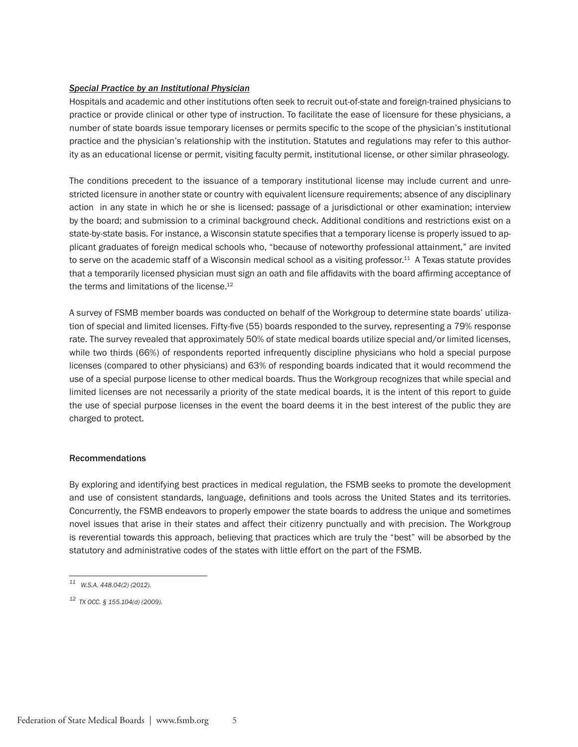***Special Practice by an Institutional Physician***

Hospitals and academic and other institutions often seek to recruit out-of-state and foreign-trained physicians to practice or provide clinical or other type of instruction. To facilitate the ease of licensure for these physicians, a number of state boards issue temporary licenses or permits specific to the scope of the physician's institutional practice and the physician's relationship with the institution. Statutes and regulations may refer to this authority as an educational license or permit, visiting faculty permit, institutional license, or other similar phraseology.

The conditions precedent to the issuance of a temporary institutional license may include current and unrestricted licensure in another state or country with equivalent licensure requirements; absence of any disciplinary action in any state in which he or she is licensed; passage of a jurisdictional or other examination; interview by the board; and submission to a criminal background check. Additional conditions and restrictions exist on a state-by-state basis. For instance, a Wisconsin statute specifies that a temporary license is properly issued to applicant graduates of foreign medical schools who, "because of noteworthy professional attainment," are invited to serve on the academic staff of a Wisconsin medical school as a visiting professor.[11] A Texas statute provides that a temporarily licensed physician must sign an oath and file affidavits with the board affirming acceptance of the terms and limitations of the license.[12]

A survey of FSMB member boards was conducted on behalf of the Workgroup to determine state boards' utilization of special and limited licenses. Fifty-five (55) boards responded to the survey, representing a 79% response rate. The survey revealed that approximately 50% of state medical boards utilize special and/or limited licenses, while two thirds (66%) of respondents reported infrequently discipline physicians who hold a special purpose licenses (compared to other physicians) and 63% of responding boards indicated that it would recommend the use of a special purpose license to other medical boards. Thus the Workgroup recognizes that while special and limited licenses are not necessarily a priority of the state medical boards, it is the intent of this report to guide the use of special purpose licenses in the event the board deems it in the best interest of the public they are charged to protect.

### Recommendations

By exploring and identifying best practices in medical regulation, the FSMB seeks to promote the development and use of consistent standards, language, definitions and tools across the United States and its territories. Concurrently, the FSMB endeavors to properly empower the state boards to address the unique and sometimes novel issues that arise in their states and affect their citizenry punctually and with precision. The Workgroup is reverential towards this approach, believing that practices which are truly the "best" will be absorbed by the statutory and administrative codes of the states with little effort on the part of the FSMB.

---

[11] *W.S.A. 448.04(2) (2012).*

[12] *TX OCC. § 155.104(d) (2009).*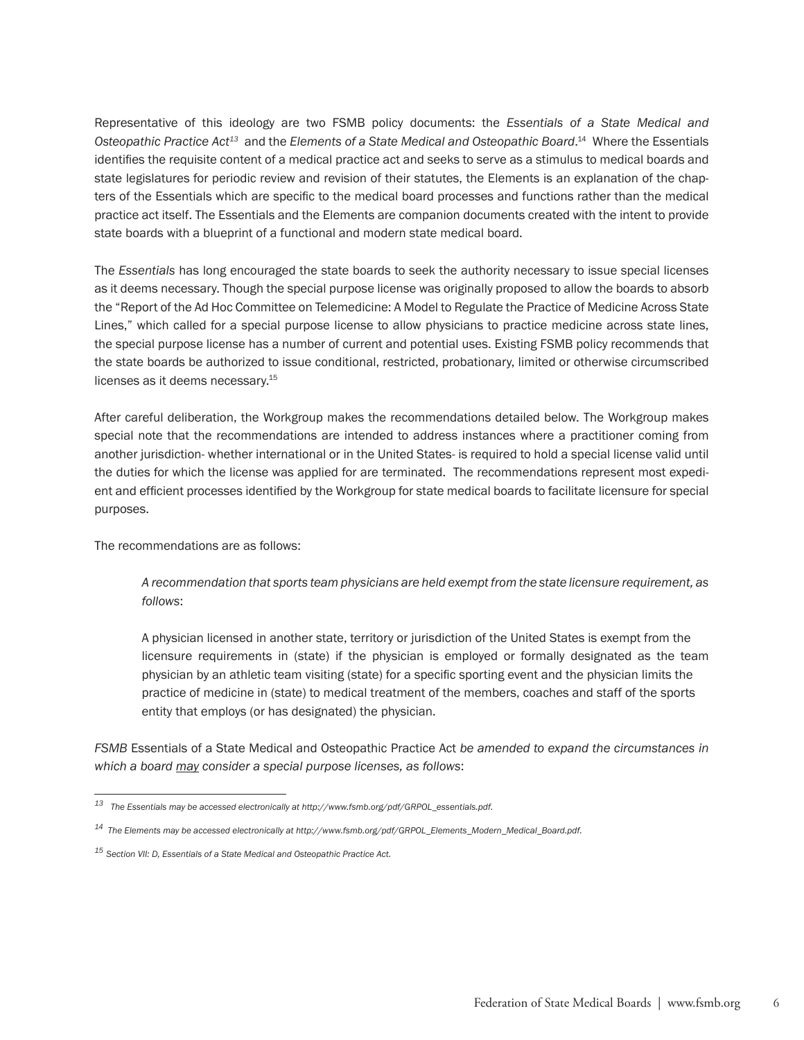Representative of this ideology are two FSMB policy documents: the *Essentials of a State Medical and Osteopathic Practice Act*[13] and the *Elements of a State Medical and Osteopathic Board*.[14] Where the Essentials identifies the requisite content of a medical practice act and seeks to serve as a stimulus to medical boards and state legislatures for periodic review and revision of their statutes, the Elements is an explanation of the chapters of the Essentials which are specific to the medical board processes and functions rather than the medical practice act itself. The Essentials and the Elements are companion documents created with the intent to provide state boards with a blueprint of a functional and modern state medical board.

The *Essentials* has long encouraged the state boards to seek the authority necessary to issue special licenses as it deems necessary. Though the special purpose license was originally proposed to allow the boards to absorb the "Report of the Ad Hoc Committee on Telemedicine: A Model to Regulate the Practice of Medicine Across State Lines," which called for a special purpose license to allow physicians to practice medicine across state lines, the special purpose license has a number of current and potential uses. Existing FSMB policy recommends that the state boards be authorized to issue conditional, restricted, probationary, limited or otherwise circumscribed licenses as it deems necessary.[15]

After careful deliberation, the Workgroup makes the recommendations detailed below. The Workgroup makes special note that the recommendations are intended to address instances where a practitioner coming from another jurisdiction- whether international or in the United States- is required to hold a special license valid until the duties for which the license was applied for are terminated. The recommendations represent most expedient and efficient processes identified by the Workgroup for state medical boards to facilitate licensure for special purposes.

The recommendations are as follows:

> *A recommendation that sports team physicians are held exempt from the state licensure requirement, as follows*:
>
> A physician licensed in another state, territory or jurisdiction of the United States is exempt from the licensure requirements in (state) if the physician is employed or formally designated as the team physician by an athletic team visiting (state) for a specific sporting event and the physician limits the practice of medicine in (state) to medical treatment of the members, coaches and staff of the sports entity that employs (or has designated) the physician.

*FSMB* Essentials of a State Medical and Osteopathic Practice Act *be amended to expand the circumstances in which a board* <u>*may*</u> *consider a special purpose licenses, as follows*:

---

[13] *The Essentials may be accessed electronically at http://www.fsmb.org/pdf/GRPOL_essentials.pdf.*

[14] *The Elements may be accessed electronically at http://www.fsmb.org/pdf/GRPOL_Elements_Modern_Medical_Board.pdf.*

[15] *Section VII: D, Essentials of a State Medical and Osteopathic Practice Act.*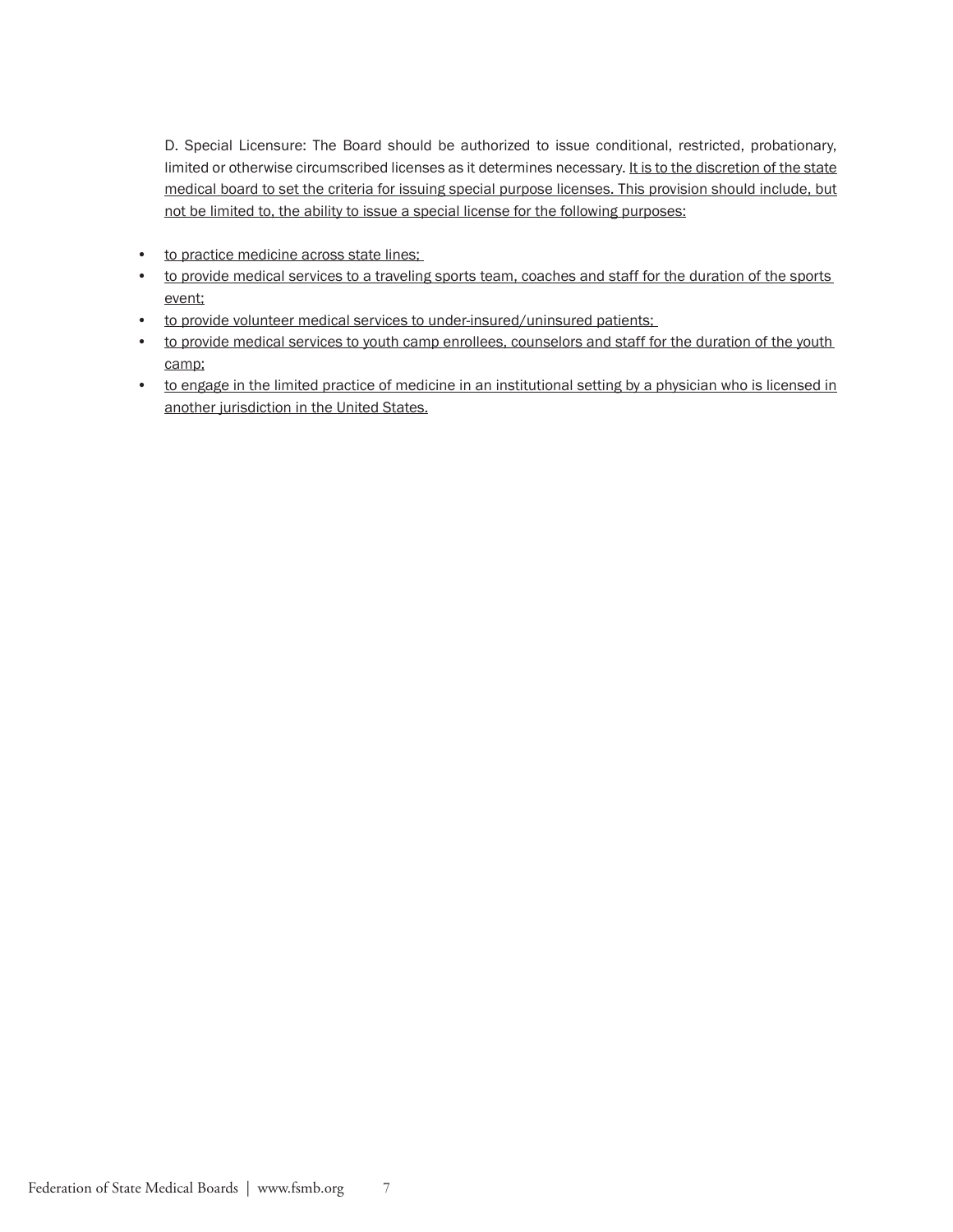D. Special Licensure: The Board should be authorized to issue conditional, restricted, probationary, limited or otherwise circumscribed licenses as it determines necessary. <u>It is to the discretion of the state medical board to set the criteria for issuing special purpose licenses. This provision should include, but not be limited to, the ability to issue a special license for the following purposes:</u>

- <u>to practice medicine across state lines;</u>
- <u>to provide medical services to a traveling sports team, coaches and staff for the duration of the sports event;</u>
- <u>to provide volunteer medical services to under-insured/uninsured patients;</u>
- <u>to provide medical services to youth camp enrollees, counselors and staff for the duration of the youth camp;</u>
- <u>to engage in the limited practice of medicine in an institutional setting by a physician who is licensed in another jurisdiction in the United States.</u>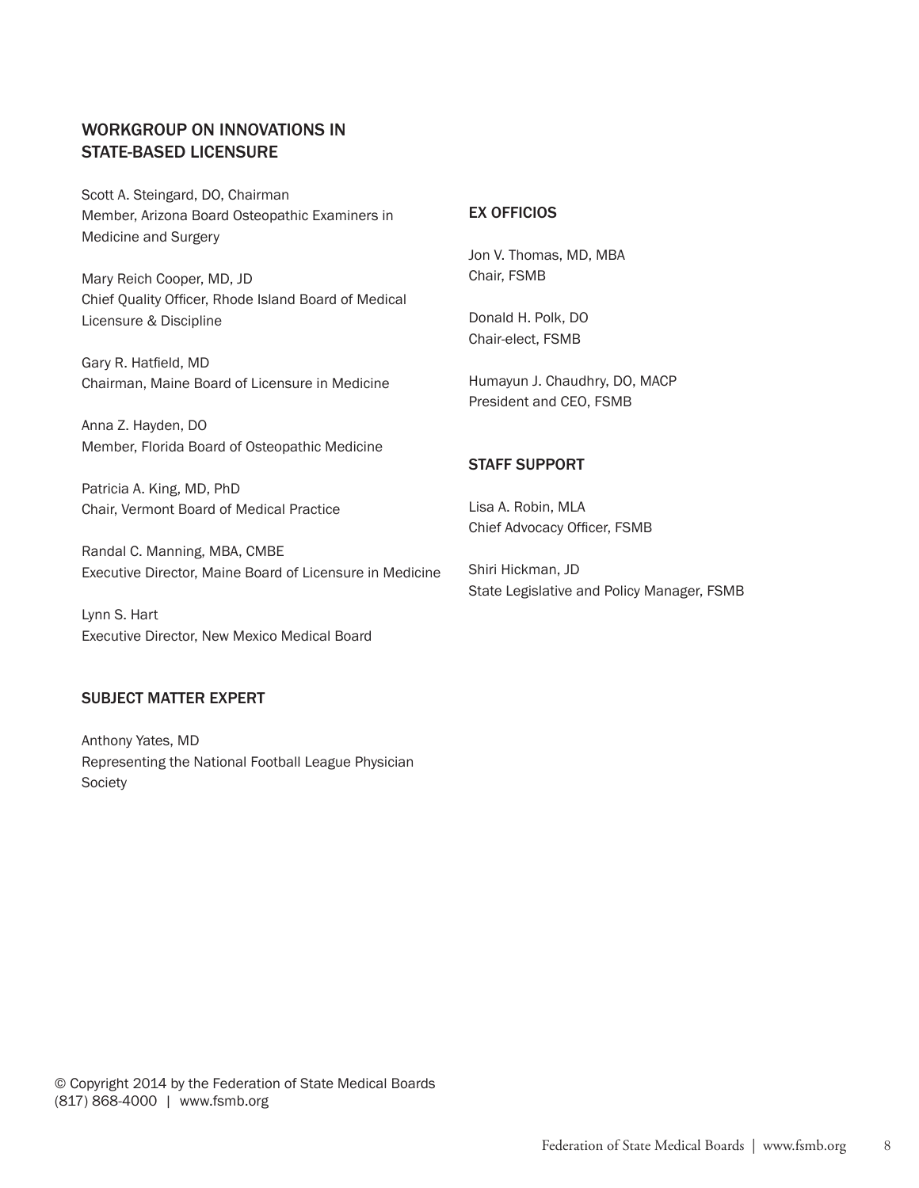## WORKGROUP ON INNOVATIONS IN STATE-BASED LICENSURE

Scott A. Steingard, DO, Chairman
Member, Arizona Board Osteopathic Examiners in Medicine and Surgery

Mary Reich Cooper, MD, JD
Chief Quality Officer, Rhode Island Board of Medical Licensure & Discipline

Gary R. Hatfield, MD
Chairman, Maine Board of Licensure in Medicine

Anna Z. Hayden, DO
Member, Florida Board of Osteopathic Medicine

Patricia A. King, MD, PhD
Chair, Vermont Board of Medical Practice

Randal C. Manning, MBA, CMBE
Executive Director, Maine Board of Licensure in Medicine

Lynn S. Hart
Executive Director, New Mexico Medical Board

### SUBJECT MATTER EXPERT

Anthony Yates, MD
Representing the National Football League Physician Society

### EX OFFICIOS

Jon V. Thomas, MD, MBA
Chair, FSMB

Donald H. Polk, DO
Chair-elect, FSMB

Humayun J. Chaudhry, DO, MACP
President and CEO, FSMB

### STAFF SUPPORT

Lisa A. Robin, MLA
Chief Advocacy Officer, FSMB

Shiri Hickman, JD
State Legislative and Policy Manager, FSMB

© Copyright 2014 by the Federation of State Medical Boards
(817) 868-4000 | www.fsmb.org